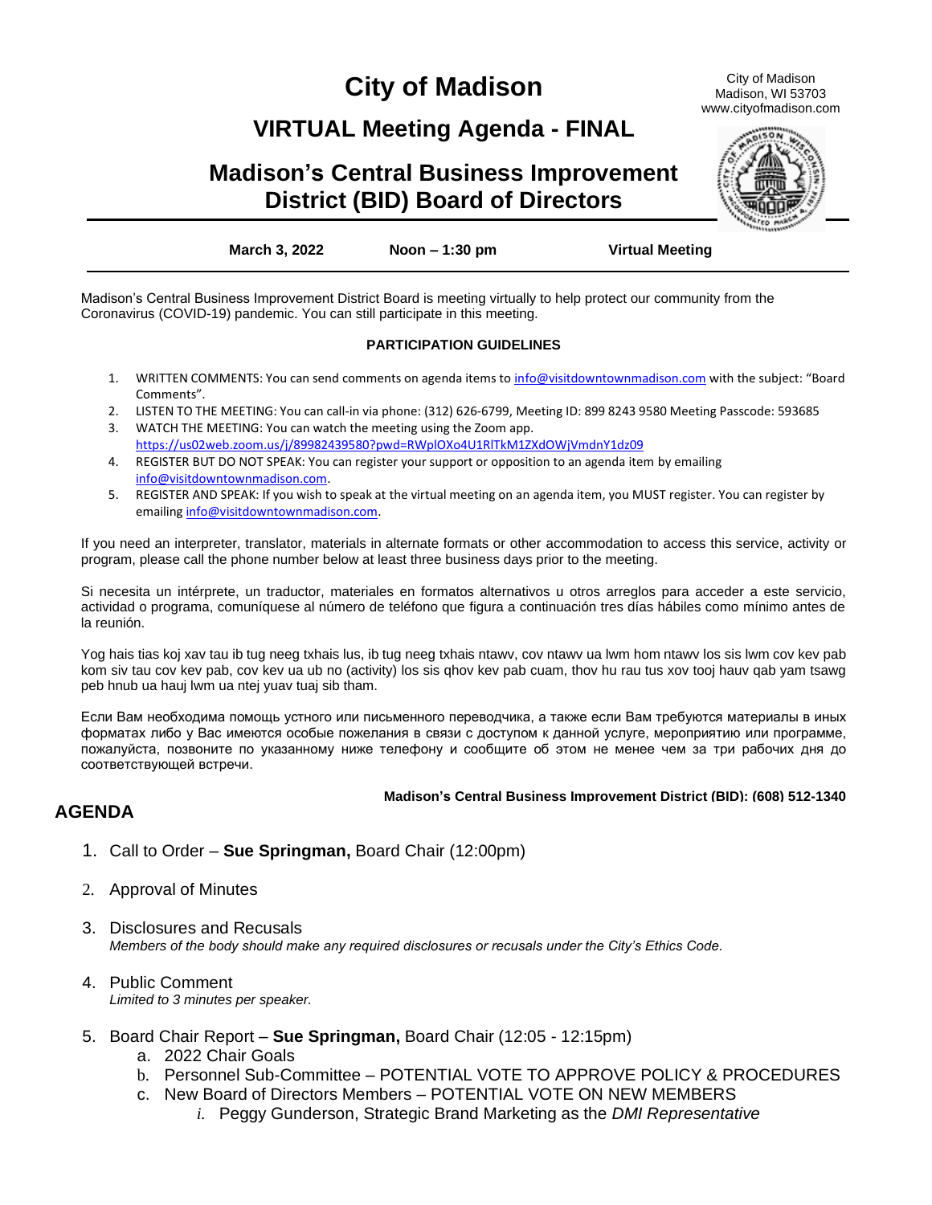# City of Madison

City of Madison
Madison, WI 53703
www.cityofmadison.com

## VIRTUAL Meeting Agenda - FINAL

## Madison's Central Business Improvement District (BID) Board of Directors

**March 3, 2022** | **Noon – 1:30 pm** | **Virtual Meeting**

Madison's Central Business Improvement District Board is meeting virtually to help protect our community from the Coronavirus (COVID-19) pandemic. You can still participate in this meeting.

**PARTICIPATION GUIDELINES**

1. WRITTEN COMMENTS: You can send comments on agenda items to info@visitdowntownmadison.com with the subject: "Board Comments".
2. LISTEN TO THE MEETING: You can call-in via phone: (312) 626-6799, Meeting ID: 899 8243 9580 Meeting Passcode: 593685
3. WATCH THE MEETING: You can watch the meeting using the Zoom app. https://us02web.zoom.us/j/89982439580?pwd=RWplOXo4U1RlTkM1ZXdOWjVmdnY1dz09
4. REGISTER BUT DO NOT SPEAK: You can register your support or opposition to an agenda item by emailing info@visitdowntownmadison.com.
5. REGISTER AND SPEAK: If you wish to speak at the virtual meeting on an agenda item, you MUST register. You can register by emailing info@visitdowntownmadison.com.

If you need an interpreter, translator, materials in alternate formats or other accommodation to access this service, activity or program, please call the phone number below at least three business days prior to the meeting.

Si necesita un intérprete, un traductor, materiales en formatos alternativos u otros arreglos para acceder a este servicio, actividad o programa, comuníquese al número de teléfono que figura a continuación tres días hábiles como mínimo antes de la reunión.

Yog hais tias koj xav tau ib tug neeg txhais lus, ib tug neeg txhais ntawv, cov ntawv ua lwm hom ntawv los sis lwm cov kev pab kom siv tau cov kev pab, cov kev ua ub no (activity) los sis qhov kev pab cuam, thov hu rau tus xov tooj hauv qab yam tsawg peb hnub ua hauj lwm ua ntej yuav tuaj sib tham.

Если Вам необходима помощь устного или письменного переводчика, а также если Вам требуются материалы в иных форматах либо у Вас имеются особые пожелания в связи с доступом к данной услуге, мероприятию или программе, пожалуйста, позвоните по указанному ниже телефону и сообщите об этом не менее чем за три рабочих дня до соответствующей встречи.

**Madison's Central Business Improvement District (BID): (608) 512-1340**

## AGENDA

1. Call to Order – **Sue Springman,** Board Chair (12:00pm)

2. Approval of Minutes

3. Disclosures and Recusals
   *Members of the body should make any required disclosures or recusals under the City's Ethics Code.*

4. Public Comment
   *Limited to 3 minutes per speaker.*

5. Board Chair Report – **Sue Springman,** Board Chair (12:05 - 12:15pm)
   a. 2022 Chair Goals
   b. Personnel Sub-Committee – POTENTIAL VOTE TO APPROVE POLICY & PROCEDURES
   c. New Board of Directors Members – POTENTIAL VOTE ON NEW MEMBERS
      i. Peggy Gunderson, Strategic Brand Marketing as the *DMI Representative*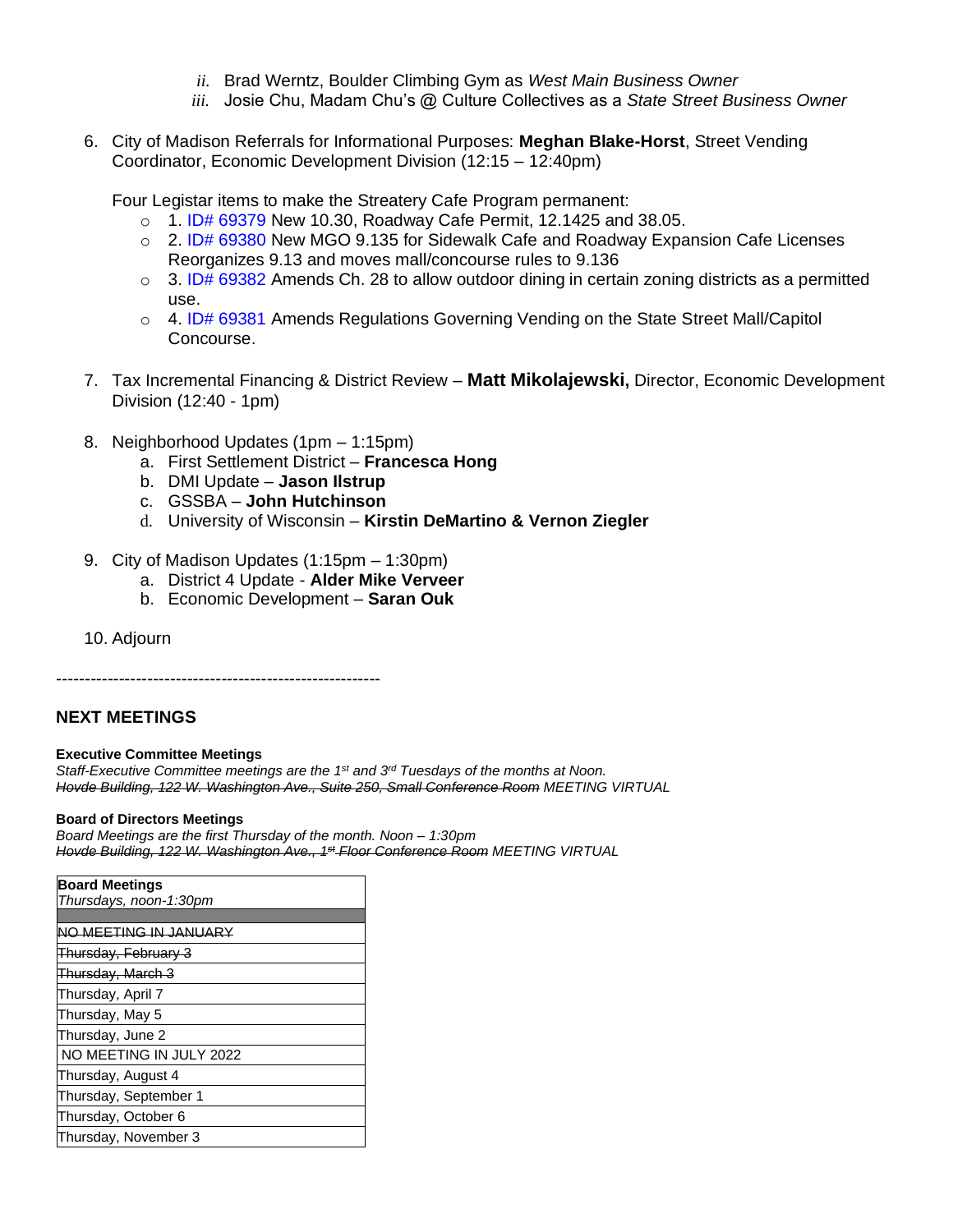ii. Brad Werntz, Boulder Climbing Gym as *West Main Business Owner*
   iii. Josie Chu, Madam Chu's @ Culture Collectives as a *State Street Business Owner*

6. City of Madison Referrals for Informational Purposes: **Meghan Blake-Horst**, Street Vending Coordinator, Economic Development Division (12:15 – 12:40pm)

   Four Legistar items to make the Streatery Cafe Program permanent:
   - 1. ID# 69379 New 10.30, Roadway Cafe Permit, 12.1425 and 38.05.
   - 2. ID# 69380 New MGO 9.135 for Sidewalk Cafe and Roadway Expansion Cafe Licenses Reorganizes 9.13 and moves mall/concourse rules to 9.136
   - 3. ID# 69382 Amends Ch. 28 to allow outdoor dining in certain zoning districts as a permitted use.
   - 4. ID# 69381 Amends Regulations Governing Vending on the State Street Mall/Capitol Concourse.

7. Tax Incremental Financing & District Review – **Matt Mikolajewski,** Director, Economic Development Division (12:40 - 1pm)

8. Neighborhood Updates (1pm – 1:15pm)
   a. First Settlement District – **Francesca Hong**
   b. DMI Update – **Jason Ilstrup**
   c. GSSBA – **John Hutchinson**
   d. University of Wisconsin – **Kirstin DeMartino & Vernon Ziegler**

9. City of Madison Updates (1:15pm – 1:30pm)
   a. District 4 Update - **Alder Mike Verveer**
   b. Economic Development – **Saran Ouk**

10. Adjourn

---------------------------------------------------------

## NEXT MEETINGS

**Executive Committee Meetings**
*Staff-Executive Committee meetings are the 1st and 3rd Tuesdays of the months at Noon.*
*~~Hovde Building, 122 W. Washington Ave., Suite 250, Small Conference Room~~ MEETING VIRTUAL*

**Board of Directors Meetings**
*Board Meetings are the first Thursday of the month. Noon – 1:30pm*
*~~Hovde Building, 122 W. Washington Ave., 1st Floor Conference Room~~ MEETING VIRTUAL*

| **Board Meetings** *Thursdays, noon-1:30pm* |
| --- |
| |
| ~~NO MEETING IN JANUARY~~ |
| ~~Thursday, February 3~~ |
| ~~Thursday, March 3~~ |
| Thursday, April 7 |
| Thursday, May 5 |
| Thursday, June 2 |
| NO MEETING IN JULY 2022 |
| Thursday, August 4 |
| Thursday, September 1 |
| Thursday, October 6 |
| Thursday, November 3 |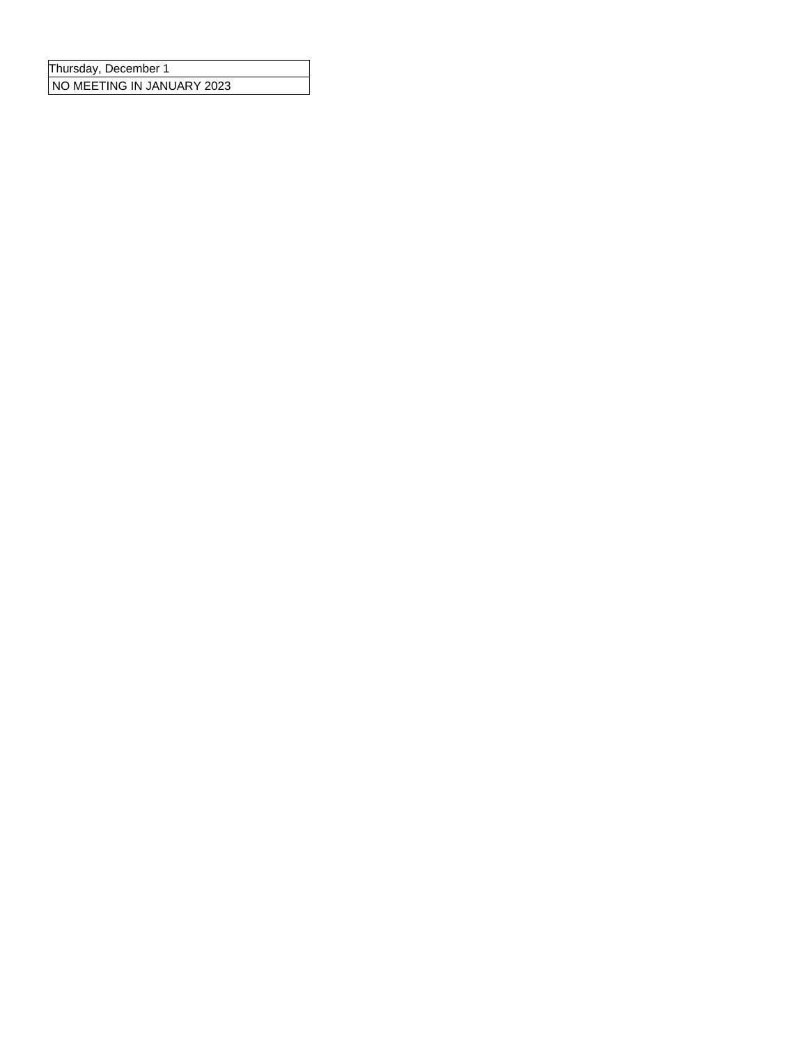| |
|---|
| Thursday, December 1 |
| NO MEETING IN JANUARY 2023 |